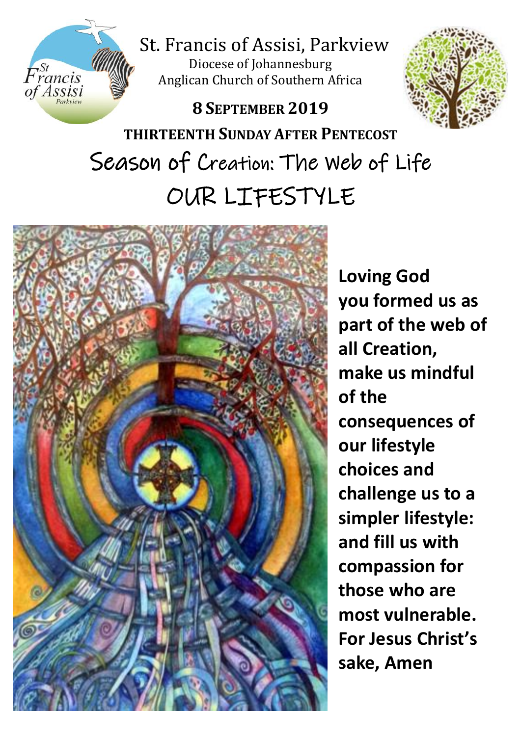St. Francis of Assisi, Parkview

Diocese of Johannesburg

Anglican Church of Southern Africa

**8 SEPTEMBER 2019**

**THIRTEENTH SUNDAY AFTER PENTECOST**

# Season of Creation: The Web of Life

# OUR LIFESTYLE

**Loving God you formed us as part of the web of all Creation, make us mindful of the consequences of our lifestyle choices and challenge us to a simpler lifestyle: and fill us with compassion for those who are most vulnerable. For Jesus Christ's sake, Amen**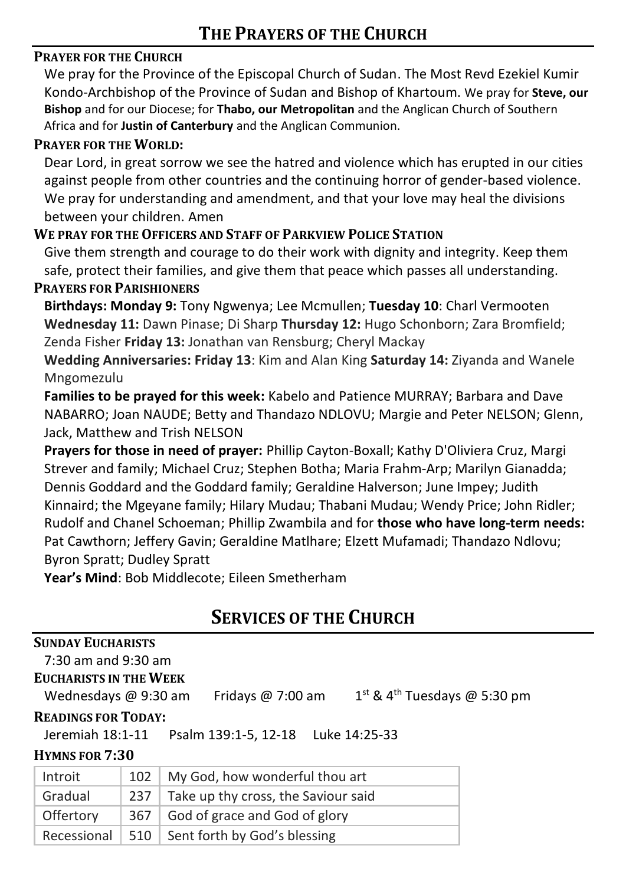# THE PRAYERS OF THE CHURCH

### PRAYER FOR THE CHURCH

We pray for the Province of the Episcopal Church of Sudan. The Most Revd Ezekiel Kumir Kondo-Archbishop of the Province of Sudan and Bishop of Khartoum. We pray for **Steve, our Bishop** and for our Diocese; for **Thabo, our Metropolitan** and the Anglican Church of Southern Africa and for **Justin of Canterbury** and the Anglican Communion.

### PRAYER FOR THE WORLD:

Dear Lord, in great sorrow we see the hatred and violence which has erupted in our cities against people from other countries and the continuing horror of gender-based violence. We pray for understanding and amendment, and that your love may heal the divisions between your children. Amen

### WE PRAY FOR THE OFFICERS AND STAFF OF PARKVIEW POLICE STATION

Give them strength and courage to do their work with dignity and integrity. Keep them safe, protect their families, and give them that peace which passes all understanding.

### PRAYERS FOR PARISHIONERS

**Birthdays: Monday 9:** Tony Ngwenya; Lee Mcmullen; **Tuesday 10**: Charl Vermooten **Wednesday 11:** Dawn Pinase; Di Sharp **Thursday 12:** Hugo Schonborn; Zara Bromfield; Zenda Fisher **Friday 13:** Jonathan van Rensburg; Cheryl Mackay

**Wedding Anniversaries: Friday 13**: Kim and Alan King **Saturday 14:** Ziyanda and Wanele Mngomezulu

**Families to be prayed for this week:** Kabelo and Patience MURRAY; Barbara and Dave NABARRO; Joan NAUDE; Betty and Thandazo NDLOVU; Margie and Peter NELSON; Glenn, Jack, Matthew and Trish NELSON

**Prayers for those in need of prayer:** Phillip Cayton-Boxall; Kathy D'Oliviera Cruz, Margi Strever and family; Michael Cruz; Stephen Botha; Maria Frahm-Arp; Marilyn Gianadda; Dennis Goddard and the Goddard family; Geraldine Halverson; June Impey; Judith Kinnaird; the Mgeyane family; Hilary Mudau; Thabani Mudau; Wendy Price; John Ridler; Rudolf and Chanel Schoeman; Phillip Zwambila and for **those who have long-term needs:** Pat Cawthorn; Jeffery Gavin; Geraldine Matlhare; Elzett Mufamadi; Thandazo Ndlovu; Byron Spratt; Dudley Spratt

**Year's Mind**: Bob Middlecote; Eileen Smetherham

# SERVICES OF THE CHURCH

### SUNDAY EUCHARISTS

7:30 am and 9:30 am

### EUCHARISTS IN THE WEEK

Wednesdays @ 9:30 am    Fridays @ 7:00 am    1st & 4th Tuesdays @ 5:30 pm

### READINGS FOR TODAY:

Jeremiah 18:1-11    Psalm 139:1-5, 12-18    Luke 14:25-33

### HYMNS FOR 7:30

| Introit | 102 | My God, how wonderful thou art |
|---|---|---|
| Gradual | 237 | Take up thy cross, the Saviour said |
| Offertory | 367 | God of grace and God of glory |
| Recessional | 510 | Sent forth by God's blessing |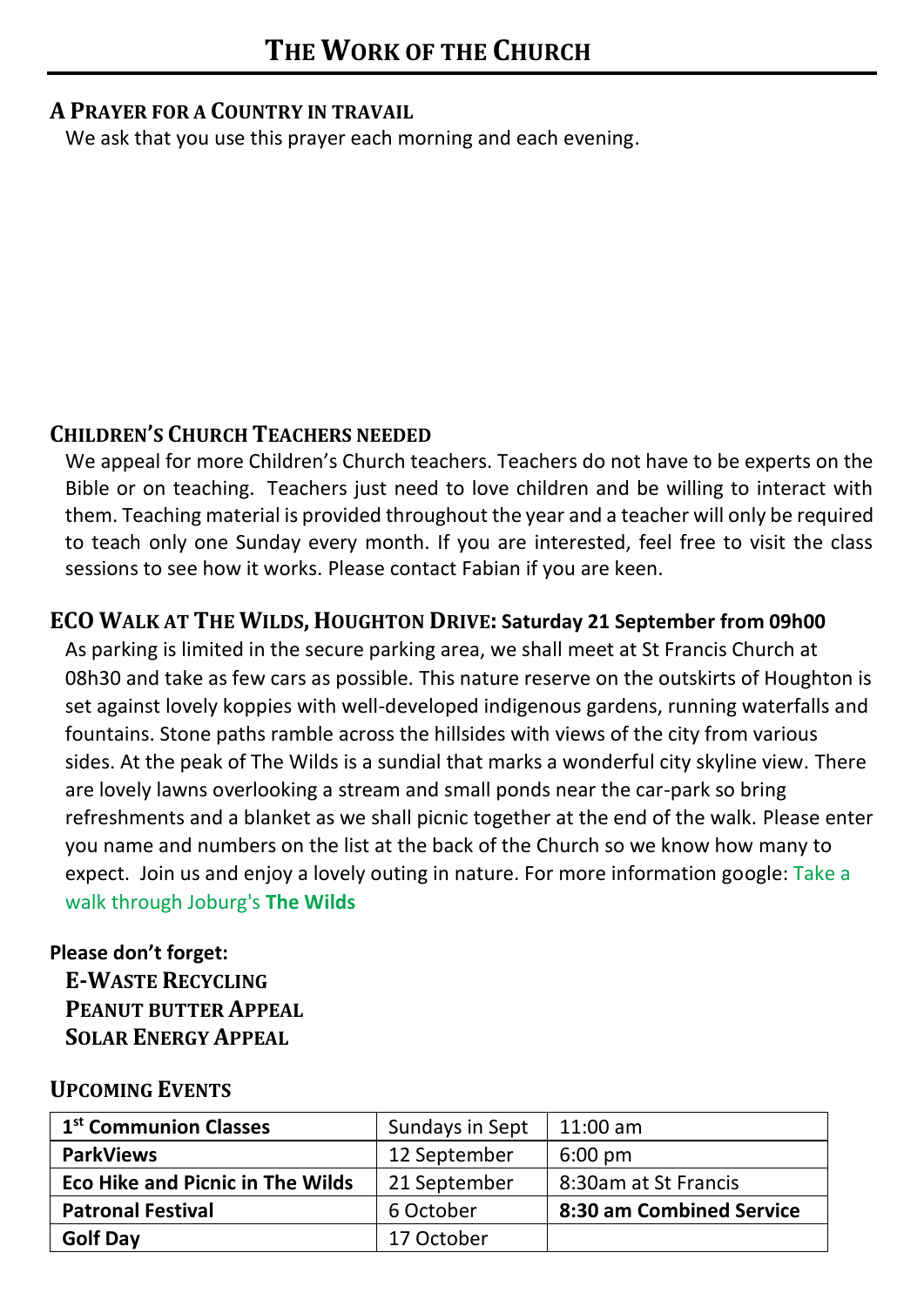# THE WORK OF THE CHURCH

### A PRAYER FOR A COUNTRY IN TRAVAIL

We ask that you use this prayer each morning and each evening.

### CHILDREN'S CHURCH TEACHERS NEEDED

We appeal for more Children's Church teachers. Teachers do not have to be experts on the Bible or on teaching. Teachers just need to love children and be willing to interact with them. Teaching material is provided throughout the year and a teacher will only be required to teach only one Sunday every month. If you are interested, feel free to visit the class sessions to see how it works. Please contact Fabian if you are keen.

### ECO WALK AT THE WILDS, HOUGHTON DRIVE: Saturday 21 September from 09h00

As parking is limited in the secure parking area, we shall meet at St Francis Church at 08h30 and take as few cars as possible. This nature reserve on the outskirts of Houghton is set against lovely koppies with well-developed indigenous gardens, running waterfalls and fountains. Stone paths ramble across the hillsides with views of the city from various sides. At the peak of The Wilds is a sundial that marks a wonderful city skyline view. There are lovely lawns overlooking a stream and small ponds near the car-park so bring refreshments and a blanket as we shall picnic together at the end of the walk. Please enter you name and numbers on the list at the back of the Church so we know how many to expect. Join us and enjoy a lovely outing in nature. For more information google: Take a walk through Joburg's **The Wilds**

**Please don't forget:**

**E-WASTE RECYCLING**
**PEANUT BUTTER APPEAL**
**SOLAR ENERGY APPEAL**

### UPCOMING EVENTS

| | | |
|---|---|---|
| **1st Communion Classes** | Sundays in Sept | 11:00 am |
| **ParkViews** | 12 September | 6:00 pm |
| **Eco Hike and Picnic in The Wilds** | 21 September | 8:30am at St Francis |
| **Patronal Festival** | 6 October | **8:30 am Combined Service** |
| **Golf Day** | 17 October | |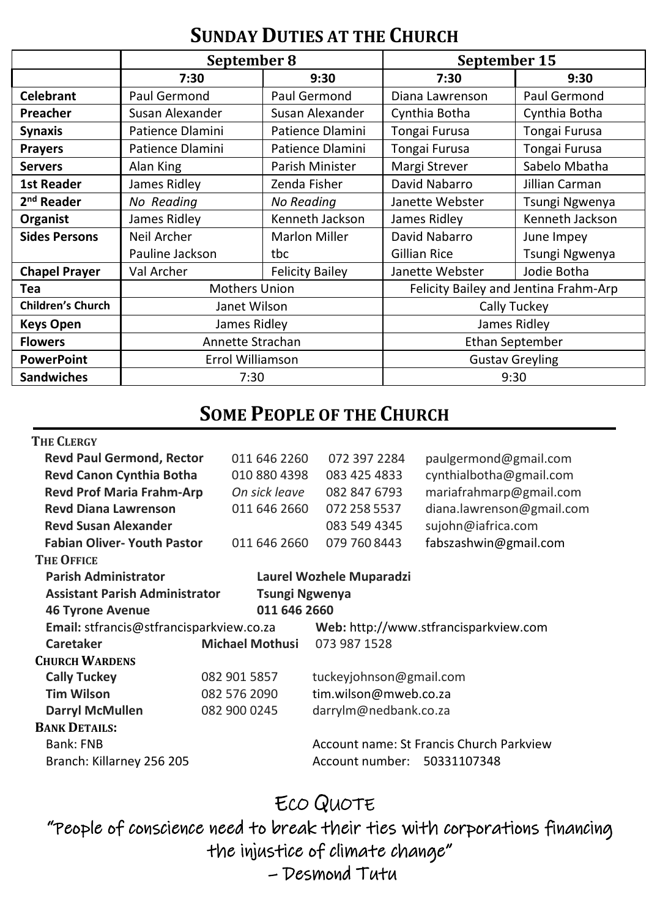## Sunday Duties at the Church

| | September 8 | | September 15 | |
|---|---|---|---|---|
| | 7:30 | 9:30 | 7:30 | 9:30 |
| **Celebrant** | Paul Germond | Paul Germond | Diana Lawrenson | Paul Germond |
| **Preacher** | Susan Alexander | Susan Alexander | Cynthia Botha | Cynthia Botha |
| **Synaxis** | Patience Dlamini | Patience Dlamini | Tongai Furusa | Tongai Furusa |
| **Prayers** | Patience Dlamini | Patience Dlamini | Tongai Furusa | Tongai Furusa |
| **Servers** | Alan King | Parish Minister | Margi Strever | Sabelo Mbatha |
| **1st Reader** | James Ridley | Zenda Fisher | David Nabarro | Jillian Carman |
| **2nd Reader** | *No Reading* | *No Reading* | Janette Webster | Tsungi Ngwenya |
| **Organist** | James Ridley | Kenneth Jackson | James Ridley | Kenneth Jackson |
| **Sides Persons** | Neil Archer<br>Pauline Jackson | Marlon Miller<br>tbc | David Nabarro<br>Gillian Rice | June Impey<br>Tsungi Ngwenya |
| **Chapel Prayer** | Val Archer | Felicity Bailey | Janette Webster | Jodie Botha |
| **Tea** | Mothers Union | | Felicity Bailey and Jentina Frahm-Arp | |
| **Children's Church** | Janet Wilson | | Cally Tuckey | |
| **Keys Open** | James Ridley | | James Ridley | |
| **Flowers** | Annette Strachan | | Ethan September | |
| **PowerPoint** | Errol Williamson | | Gustav Greyling | |
| **Sandwiches** | 7:30 | | 9:30 | |

## Some People of the Church

**The Clergy**

| | | | |
|---|---|---|---|
| **Revd Paul Germond, Rector** | 011 646 2260 | 072 397 2284 | paulgermond@gmail.com |
| **Revd Canon Cynthia Botha** | 010 880 4398 | 083 425 4833 | cynthialbotha@gmail.com |
| **Revd Prof Maria Frahm-Arp** | *On sick leave* | 082 847 6793 | mariafrahmarp@gmail.com |
| **Revd Diana Lawrenson** | 011 646 2660 | 072 258 5537 | diana.lawrenson@gmail.com |
| **Revd Susan Alexander** | | 083 549 4345 | sujohn@iafrica.com |
| **Fabian Oliver- Youth Pastor** | 011 646 2660 | 079 760 8443 | fabszashwin@gmail.com |

**The Office**

**Parish Administrator** — **Laurel Wozhele Muparadzi**

**Assistant Parish Administrator** — **Tsungi Ngwenya**

**46 Tyrone Avenue** — **011 646 2660**

**Email:** stfrancis@stfrancisparkview.co.za **Web:** http://www.stfrancisparkview.com

**Caretaker** — **Michael Mothusi** 073 987 1528

**Church Wardens**

| | | |
|---|---|---|
| **Cally Tuckey** | 082 901 5857 | tuckeyjohnson@gmail.com |
| **Tim Wilson** | 082 576 2090 | tim.wilson@mweb.co.za |
| **Darryl McMullen** | 082 900 0245 | darrylm@nedbank.co.za |

**Bank Details:**

Bank: FNB — Account name: St Francis Church Parkview

Branch: Killarney 256 205 — Account number: 50331107348

## Eco Quote

"People of conscience need to break their ties with corporations financing the injustice of climate change"

– Desmond Tutu